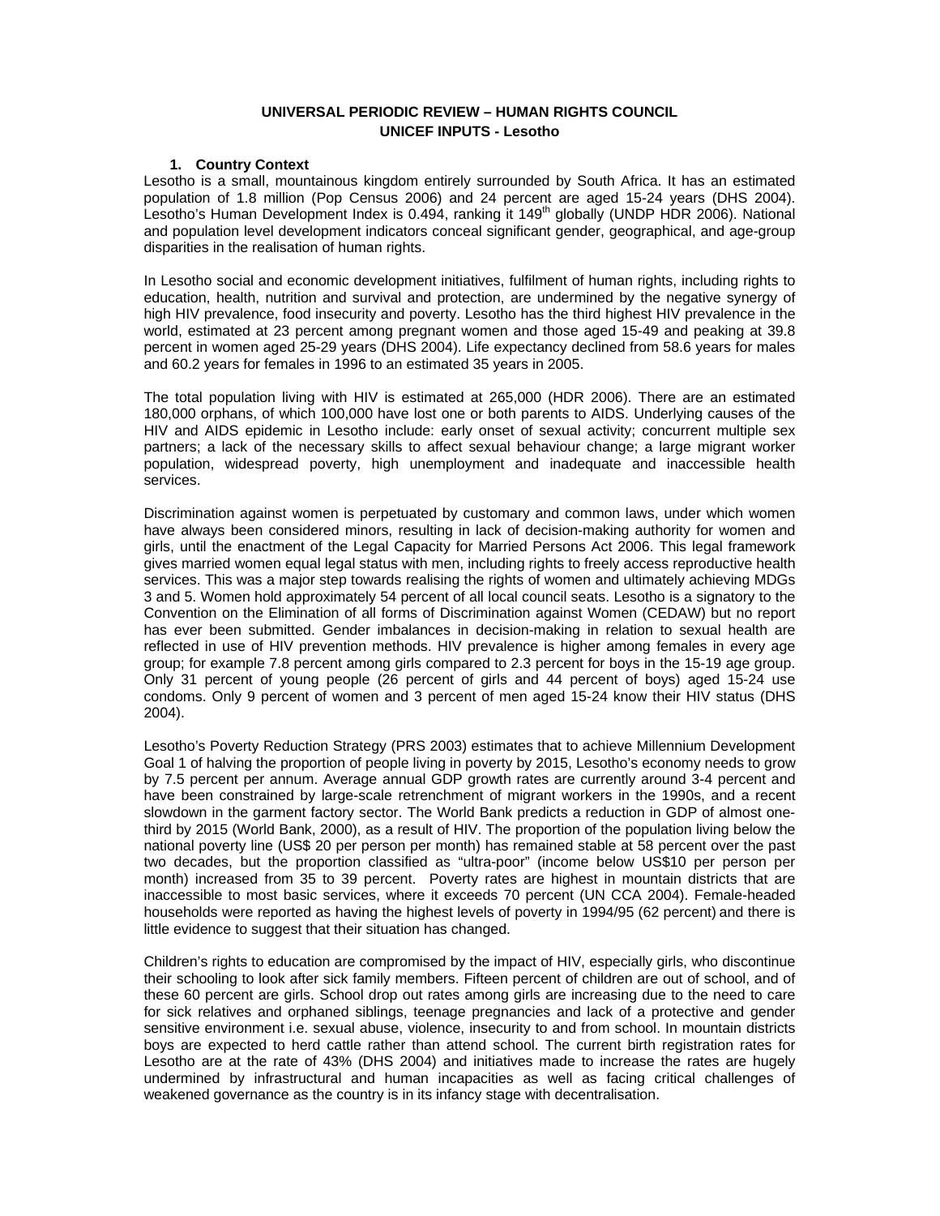# UNIVERSAL PERIODIC REVIEW – HUMAN RIGHTS COUNCIL
# UNICEF INPUTS - Lesotho

## 1. Country Context

Lesotho is a small, mountainous kingdom entirely surrounded by South Africa. It has an estimated population of 1.8 million (Pop Census 2006) and 24 percent are aged 15-24 years (DHS 2004). Lesotho's Human Development Index is 0.494, ranking it 149th globally (UNDP HDR 2006). National and population level development indicators conceal significant gender, geographical, and age-group disparities in the realisation of human rights.

In Lesotho social and economic development initiatives, fulfilment of human rights, including rights to education, health, nutrition and survival and protection, are undermined by the negative synergy of high HIV prevalence, food insecurity and poverty. Lesotho has the third highest HIV prevalence in the world, estimated at 23 percent among pregnant women and those aged 15-49 and peaking at 39.8 percent in women aged 25-29 years (DHS 2004). Life expectancy declined from 58.6 years for males and 60.2 years for females in 1996 to an estimated 35 years in 2005.

The total population living with HIV is estimated at 265,000 (HDR 2006). There are an estimated 180,000 orphans, of which 100,000 have lost one or both parents to AIDS. Underlying causes of the HIV and AIDS epidemic in Lesotho include: early onset of sexual activity; concurrent multiple sex partners; a lack of the necessary skills to affect sexual behaviour change; a large migrant worker population, widespread poverty, high unemployment and inadequate and inaccessible health services.

Discrimination against women is perpetuated by customary and common laws, under which women have always been considered minors, resulting in lack of decision-making authority for women and girls, until the enactment of the Legal Capacity for Married Persons Act 2006. This legal framework gives married women equal legal status with men, including rights to freely access reproductive health services. This was a major step towards realising the rights of women and ultimately achieving MDGs 3 and 5. Women hold approximately 54 percent of all local council seats. Lesotho is a signatory to the Convention on the Elimination of all forms of Discrimination against Women (CEDAW) but no report has ever been submitted. Gender imbalances in decision-making in relation to sexual health are reflected in use of HIV prevention methods. HIV prevalence is higher among females in every age group; for example 7.8 percent among girls compared to 2.3 percent for boys in the 15-19 age group. Only 31 percent of young people (26 percent of girls and 44 percent of boys) aged 15-24 use condoms. Only 9 percent of women and 3 percent of men aged 15-24 know their HIV status (DHS 2004).

Lesotho's Poverty Reduction Strategy (PRS 2003) estimates that to achieve Millennium Development Goal 1 of halving the proportion of people living in poverty by 2015, Lesotho's economy needs to grow by 7.5 percent per annum. Average annual GDP growth rates are currently around 3-4 percent and have been constrained by large-scale retrenchment of migrant workers in the 1990s, and a recent slowdown in the garment factory sector. The World Bank predicts a reduction in GDP of almost one-third by 2015 (World Bank, 2000), as a result of HIV. The proportion of the population living below the national poverty line (US$ 20 per person per month) has remained stable at 58 percent over the past two decades, but the proportion classified as "ultra-poor" (income below US$10 per person per month) increased from 35 to 39 percent. Poverty rates are highest in mountain districts that are inaccessible to most basic services, where it exceeds 70 percent (UN CCA 2004). Female-headed households were reported as having the highest levels of poverty in 1994/95 (62 percent) and there is little evidence to suggest that their situation has changed.

Children's rights to education are compromised by the impact of HIV, especially girls, who discontinue their schooling to look after sick family members. Fifteen percent of children are out of school, and of these 60 percent are girls. School drop out rates among girls are increasing due to the need to care for sick relatives and orphaned siblings, teenage pregnancies and lack of a protective and gender sensitive environment i.e. sexual abuse, violence, insecurity to and from school. In mountain districts boys are expected to herd cattle rather than attend school. The current birth registration rates for Lesotho are at the rate of 43% (DHS 2004) and initiatives made to increase the rates are hugely undermined by infrastructural and human incapacities as well as facing critical challenges of weakened governance as the country is in its infancy stage with decentralisation.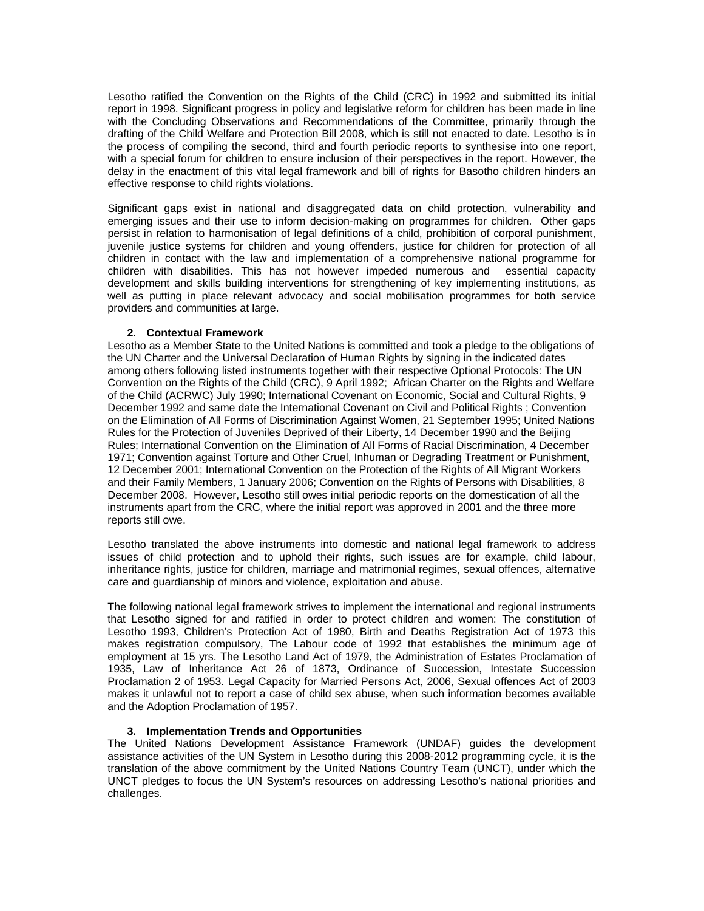Lesotho ratified the Convention on the Rights of the Child (CRC) in 1992 and submitted its initial report in 1998. Significant progress in policy and legislative reform for children has been made in line with the Concluding Observations and Recommendations of the Committee, primarily through the drafting of the Child Welfare and Protection Bill 2008, which is still not enacted to date. Lesotho is in the process of compiling the second, third and fourth periodic reports to synthesise into one report, with a special forum for children to ensure inclusion of their perspectives in the report. However, the delay in the enactment of this vital legal framework and bill of rights for Basotho children hinders an effective response to child rights violations.

Significant gaps exist in national and disaggregated data on child protection, vulnerability and emerging issues and their use to inform decision-making on programmes for children. Other gaps persist in relation to harmonisation of legal definitions of a child, prohibition of corporal punishment, juvenile justice systems for children and young offenders, justice for children for protection of all children in contact with the law and implementation of a comprehensive national programme for children with disabilities. This has not however impeded numerous and essential capacity development and skills building interventions for strengthening of key implementing institutions, as well as putting in place relevant advocacy and social mobilisation programmes for both service providers and communities at large.

## 2. Contextual Framework

Lesotho as a Member State to the United Nations is committed and took a pledge to the obligations of the UN Charter and the Universal Declaration of Human Rights by signing in the indicated dates among others following listed instruments together with their respective Optional Protocols: The UN Convention on the Rights of the Child (CRC), 9 April 1992; African Charter on the Rights and Welfare of the Child (ACRWC) July 1990; International Covenant on Economic, Social and Cultural Rights, 9 December 1992 and same date the International Covenant on Civil and Political Rights ; Convention on the Elimination of All Forms of Discrimination Against Women, 21 September 1995; United Nations Rules for the Protection of Juveniles Deprived of their Liberty, 14 December 1990 and the Beijing Rules; International Convention on the Elimination of All Forms of Racial Discrimination, 4 December 1971; Convention against Torture and Other Cruel, Inhuman or Degrading Treatment or Punishment, 12 December 2001; International Convention on the Protection of the Rights of All Migrant Workers and their Family Members, 1 January 2006; Convention on the Rights of Persons with Disabilities, 8 December 2008. However, Lesotho still owes initial periodic reports on the domestication of all the instruments apart from the CRC, where the initial report was approved in 2001 and the three more reports still owe.

Lesotho translated the above instruments into domestic and national legal framework to address issues of child protection and to uphold their rights, such issues are for example, child labour, inheritance rights, justice for children, marriage and matrimonial regimes, sexual offences, alternative care and guardianship of minors and violence, exploitation and abuse.

The following national legal framework strives to implement the international and regional instruments that Lesotho signed for and ratified in order to protect children and women: The constitution of Lesotho 1993, Children's Protection Act of 1980, Birth and Deaths Registration Act of 1973 this makes registration compulsory, The Labour code of 1992 that establishes the minimum age of employment at 15 yrs. The Lesotho Land Act of 1979, the Administration of Estates Proclamation of 1935, Law of Inheritance Act 26 of 1873, Ordinance of Succession, Intestate Succession Proclamation 2 of 1953. Legal Capacity for Married Persons Act, 2006, Sexual offences Act of 2003 makes it unlawful not to report a case of child sex abuse, when such information becomes available and the Adoption Proclamation of 1957.

## 3. Implementation Trends and Opportunities

The United Nations Development Assistance Framework (UNDAF) guides the development assistance activities of the UN System in Lesotho during this 2008-2012 programming cycle, it is the translation of the above commitment by the United Nations Country Team (UNCT), under which the UNCT pledges to focus the UN System's resources on addressing Lesotho's national priorities and challenges.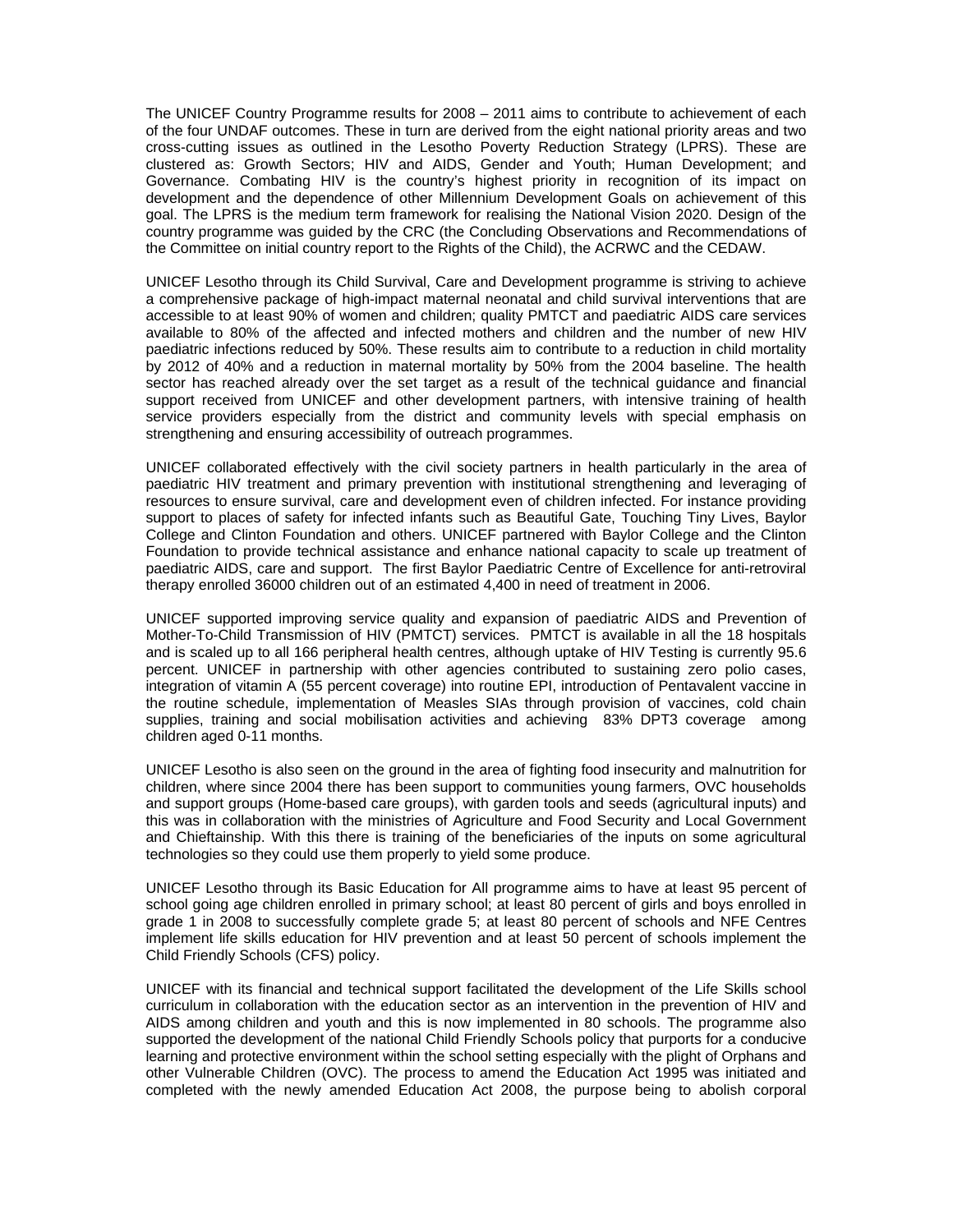The UNICEF Country Programme results for 2008 – 2011 aims to contribute to achievement of each of the four UNDAF outcomes. These in turn are derived from the eight national priority areas and two cross-cutting issues as outlined in the Lesotho Poverty Reduction Strategy (LPRS). These are clustered as: Growth Sectors; HIV and AIDS, Gender and Youth; Human Development; and Governance. Combating HIV is the country's highest priority in recognition of its impact on development and the dependence of other Millennium Development Goals on achievement of this goal. The LPRS is the medium term framework for realising the National Vision 2020. Design of the country programme was guided by the CRC (the Concluding Observations and Recommendations of the Committee on initial country report to the Rights of the Child), the ACRWC and the CEDAW.

UNICEF Lesotho through its Child Survival, Care and Development programme is striving to achieve a comprehensive package of high-impact maternal neonatal and child survival interventions that are accessible to at least 90% of women and children; quality PMTCT and paediatric AIDS care services available to 80% of the affected and infected mothers and children and the number of new HIV paediatric infections reduced by 50%. These results aim to contribute to a reduction in child mortality by 2012 of 40% and a reduction in maternal mortality by 50% from the 2004 baseline. The health sector has reached already over the set target as a result of the technical guidance and financial support received from UNICEF and other development partners, with intensive training of health service providers especially from the district and community levels with special emphasis on strengthening and ensuring accessibility of outreach programmes.

UNICEF collaborated effectively with the civil society partners in health particularly in the area of paediatric HIV treatment and primary prevention with institutional strengthening and leveraging of resources to ensure survival, care and development even of children infected. For instance providing support to places of safety for infected infants such as Beautiful Gate, Touching Tiny Lives, Baylor College and Clinton Foundation and others. UNICEF partnered with Baylor College and the Clinton Foundation to provide technical assistance and enhance national capacity to scale up treatment of paediatric AIDS, care and support. The first Baylor Paediatric Centre of Excellence for anti-retroviral therapy enrolled 36000 children out of an estimated 4,400 in need of treatment in 2006.

UNICEF supported improving service quality and expansion of paediatric AIDS and Prevention of Mother-To-Child Transmission of HIV (PMTCT) services. PMTCT is available in all the 18 hospitals and is scaled up to all 166 peripheral health centres, although uptake of HIV Testing is currently 95.6 percent. UNICEF in partnership with other agencies contributed to sustaining zero polio cases, integration of vitamin A (55 percent coverage) into routine EPI, introduction of Pentavalent vaccine in the routine schedule, implementation of Measles SIAs through provision of vaccines, cold chain supplies, training and social mobilisation activities and achieving 83% DPT3 coverage among children aged 0-11 months.

UNICEF Lesotho is also seen on the ground in the area of fighting food insecurity and malnutrition for children, where since 2004 there has been support to communities young farmers, OVC households and support groups (Home-based care groups), with garden tools and seeds (agricultural inputs) and this was in collaboration with the ministries of Agriculture and Food Security and Local Government and Chieftainship. With this there is training of the beneficiaries of the inputs on some agricultural technologies so they could use them properly to yield some produce.

UNICEF Lesotho through its Basic Education for All programme aims to have at least 95 percent of school going age children enrolled in primary school; at least 80 percent of girls and boys enrolled in grade 1 in 2008 to successfully complete grade 5; at least 80 percent of schools and NFE Centres implement life skills education for HIV prevention and at least 50 percent of schools implement the Child Friendly Schools (CFS) policy.

UNICEF with its financial and technical support facilitated the development of the Life Skills school curriculum in collaboration with the education sector as an intervention in the prevention of HIV and AIDS among children and youth and this is now implemented in 80 schools. The programme also supported the development of the national Child Friendly Schools policy that purports for a conducive learning and protective environment within the school setting especially with the plight of Orphans and other Vulnerable Children (OVC). The process to amend the Education Act 1995 was initiated and completed with the newly amended Education Act 2008, the purpose being to abolish corporal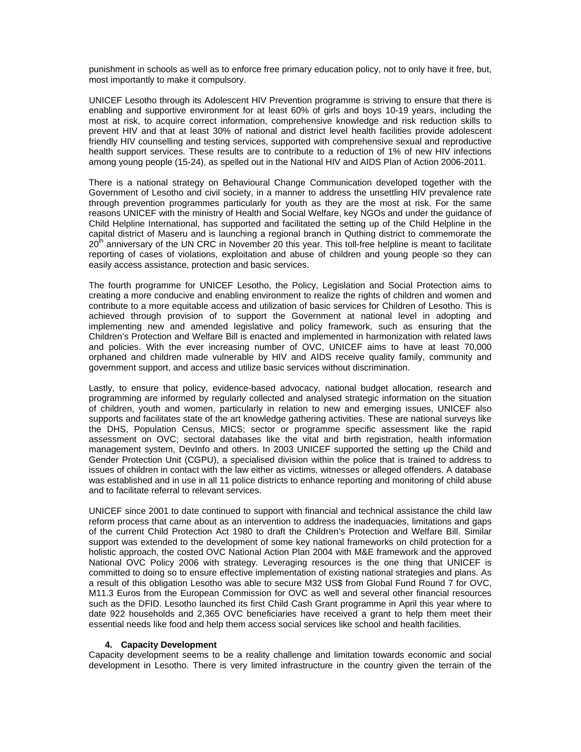punishment in schools as well as to enforce free primary education policy, not to only have it free, but, most importantly to make it compulsory.

UNICEF Lesotho through its Adolescent HIV Prevention programme is striving to ensure that there is enabling and supportive environment for at least 60% of girls and boys 10-19 years, including the most at risk, to acquire correct information, comprehensive knowledge and risk reduction skills to prevent HIV and that at least 30% of national and district level health facilities provide adolescent friendly HIV counselling and testing services, supported with comprehensive sexual and reproductive health support services. These results are to contribute to a reduction of 1% of new HIV infections among young people (15-24), as spelled out in the National HIV and AIDS Plan of Action 2006-2011.

There is a national strategy on Behavioural Change Communication developed together with the Government of Lesotho and civil society, in a manner to address the unsettling HIV prevalence rate through prevention programmes particularly for youth as they are the most at risk. For the same reasons UNICEF with the ministry of Health and Social Welfare, key NGOs and under the guidance of Child Helpline International, has supported and facilitated the setting up of the Child Helpline in the capital district of Maseru and is launching a regional branch in Quthing district to commemorate the 20th anniversary of the UN CRC in November 20 this year. This toll-free helpline is meant to facilitate reporting of cases of violations, exploitation and abuse of children and young people so they can easily access assistance, protection and basic services.

The fourth programme for UNICEF Lesotho, the Policy, Legislation and Social Protection aims to creating a more conducive and enabling environment to realize the rights of children and women and contribute to a more equitable access and utilization of basic services for Children of Lesotho. This is achieved through provision of to support the Government at national level in adopting and implementing new and amended legislative and policy framework, such as ensuring that the Children's Protection and Welfare Bill is enacted and implemented in harmonization with related laws and policies. With the ever increasing number of OVC, UNICEF aims to have at least 70,000 orphaned and children made vulnerable by HIV and AIDS receive quality family, community and government support, and access and utilize basic services without discrimination.

Lastly, to ensure that policy, evidence-based advocacy, national budget allocation, research and programming are informed by regularly collected and analysed strategic information on the situation of children, youth and women, particularly in relation to new and emerging issues, UNICEF also supports and facilitates state of the art knowledge gathering activities. These are national surveys like the DHS, Population Census, MICS; sector or programme specific assessment like the rapid assessment on OVC; sectoral databases like the vital and birth registration, health information management system, DevInfo and others. In 2003 UNICEF supported the setting up the Child and Gender Protection Unit (CGPU), a specialised division within the police that is trained to address to issues of children in contact with the law either as victims, witnesses or alleged offenders. A database was established and in use in all 11 police districts to enhance reporting and monitoring of child abuse and to facilitate referral to relevant services.

UNICEF since 2001 to date continued to support with financial and technical assistance the child law reform process that came about as an intervention to address the inadequacies, limitations and gaps of the current Child Protection Act 1980 to draft the Children's Protection and Welfare Bill. Similar support was extended to the development of some key national frameworks on child protection for a holistic approach, the costed OVC National Action Plan 2004 with M&E framework and the approved National OVC Policy 2006 with strategy. Leveraging resources is the one thing that UNICEF is committed to doing so to ensure effective implementation of existing national strategies and plans. As a result of this obligation Lesotho was able to secure M32 US$ from Global Fund Round 7 for OVC, M11.3 Euros from the European Commission for OVC as well and several other financial resources such as the DFID. Lesotho launched its first Child Cash Grant programme in April this year where to date 922 households and 2,365 OVC beneficiaries have received a grant to help them meet their essential needs like food and help them access social services like school and health facilities.

## 4. Capacity Development

Capacity development seems to be a reality challenge and limitation towards economic and social development in Lesotho. There is very limited infrastructure in the country given the terrain of the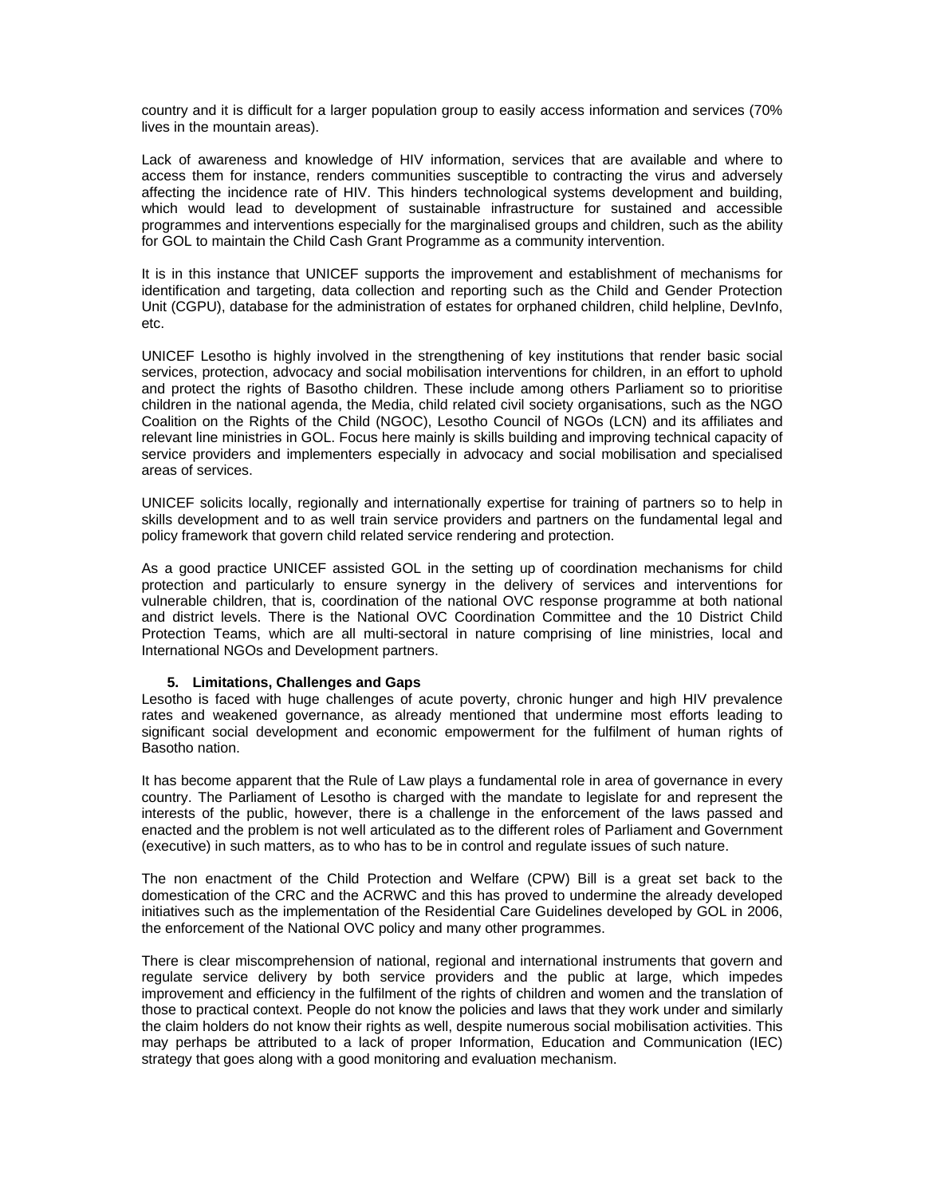country and it is difficult for a larger population group to easily access information and services (70% lives in the mountain areas).

Lack of awareness and knowledge of HIV information, services that are available and where to access them for instance, renders communities susceptible to contracting the virus and adversely affecting the incidence rate of HIV. This hinders technological systems development and building, which would lead to development of sustainable infrastructure for sustained and accessible programmes and interventions especially for the marginalised groups and children, such as the ability for GOL to maintain the Child Cash Grant Programme as a community intervention.

It is in this instance that UNICEF supports the improvement and establishment of mechanisms for identification and targeting, data collection and reporting such as the Child and Gender Protection Unit (CGPU), database for the administration of estates for orphaned children, child helpline, DevInfo, etc.

UNICEF Lesotho is highly involved in the strengthening of key institutions that render basic social services, protection, advocacy and social mobilisation interventions for children, in an effort to uphold and protect the rights of Basotho children. These include among others Parliament so to prioritise children in the national agenda, the Media, child related civil society organisations, such as the NGO Coalition on the Rights of the Child (NGOC), Lesotho Council of NGOs (LCN) and its affiliates and relevant line ministries in GOL. Focus here mainly is skills building and improving technical capacity of service providers and implementers especially in advocacy and social mobilisation and specialised areas of services.

UNICEF solicits locally, regionally and internationally expertise for training of partners so to help in skills development and to as well train service providers and partners on the fundamental legal and policy framework that govern child related service rendering and protection.

As a good practice UNICEF assisted GOL in the setting up of coordination mechanisms for child protection and particularly to ensure synergy in the delivery of services and interventions for vulnerable children, that is, coordination of the national OVC response programme at both national and district levels. There is the National OVC Coordination Committee and the 10 District Child Protection Teams, which are all multi-sectoral in nature comprising of line ministries, local and International NGOs and Development partners.

### 5. Limitations, Challenges and Gaps

Lesotho is faced with huge challenges of acute poverty, chronic hunger and high HIV prevalence rates and weakened governance, as already mentioned that undermine most efforts leading to significant social development and economic empowerment for the fulfilment of human rights of Basotho nation.

It has become apparent that the Rule of Law plays a fundamental role in area of governance in every country. The Parliament of Lesotho is charged with the mandate to legislate for and represent the interests of the public, however, there is a challenge in the enforcement of the laws passed and enacted and the problem is not well articulated as to the different roles of Parliament and Government (executive) in such matters, as to who has to be in control and regulate issues of such nature.

The non enactment of the Child Protection and Welfare (CPW) Bill is a great set back to the domestication of the CRC and the ACRWC and this has proved to undermine the already developed initiatives such as the implementation of the Residential Care Guidelines developed by GOL in 2006, the enforcement of the National OVC policy and many other programmes.

There is clear miscomprehension of national, regional and international instruments that govern and regulate service delivery by both service providers and the public at large, which impedes improvement and efficiency in the fulfilment of the rights of children and women and the translation of those to practical context. People do not know the policies and laws that they work under and similarly the claim holders do not know their rights as well, despite numerous social mobilisation activities. This may perhaps be attributed to a lack of proper Information, Education and Communication (IEC) strategy that goes along with a good monitoring and evaluation mechanism.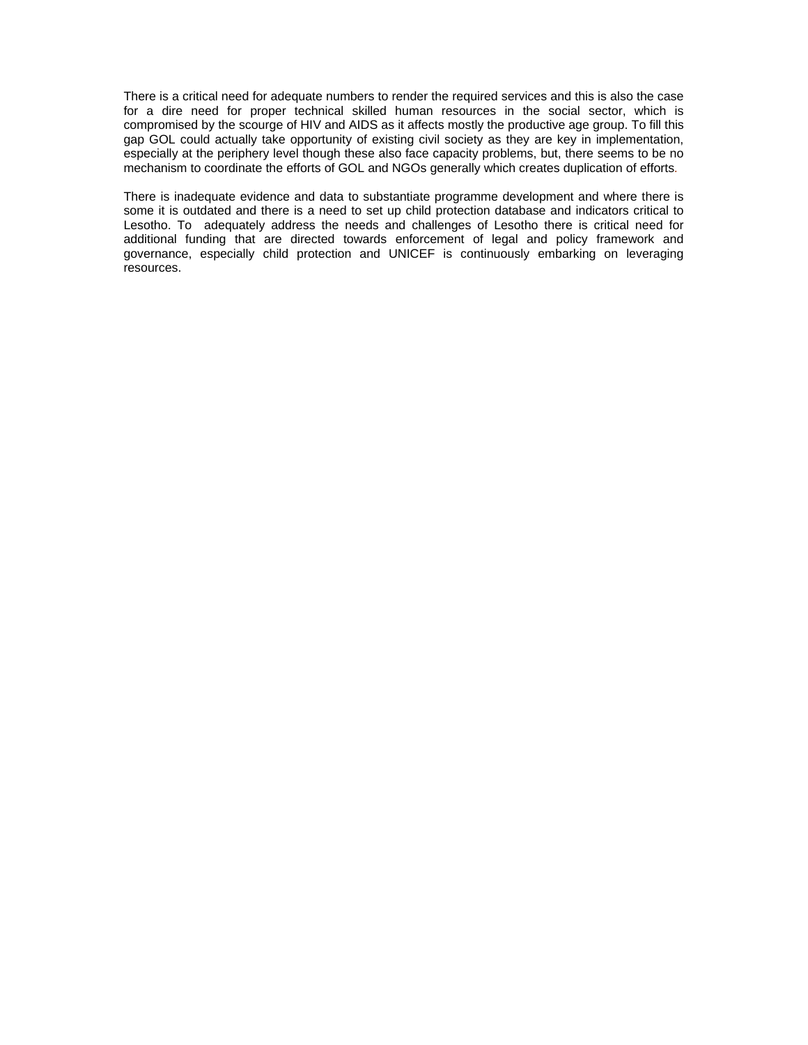There is a critical need for adequate numbers to render the required services and this is also the case for a dire need for proper technical skilled human resources in the social sector, which is compromised by the scourge of HIV and AIDS as it affects mostly the productive age group. To fill this gap GOL could actually take opportunity of existing civil society as they are key in implementation, especially at the periphery level though these also face capacity problems, but, there seems to be no mechanism to coordinate the efforts of GOL and NGOs generally which creates duplication of efforts.

There is inadequate evidence and data to substantiate programme development and where there is some it is outdated and there is a need to set up child protection database and indicators critical to Lesotho. To adequately address the needs and challenges of Lesotho there is critical need for additional funding that are directed towards enforcement of legal and policy framework and governance, especially child protection and UNICEF is continuously embarking on leveraging resources.